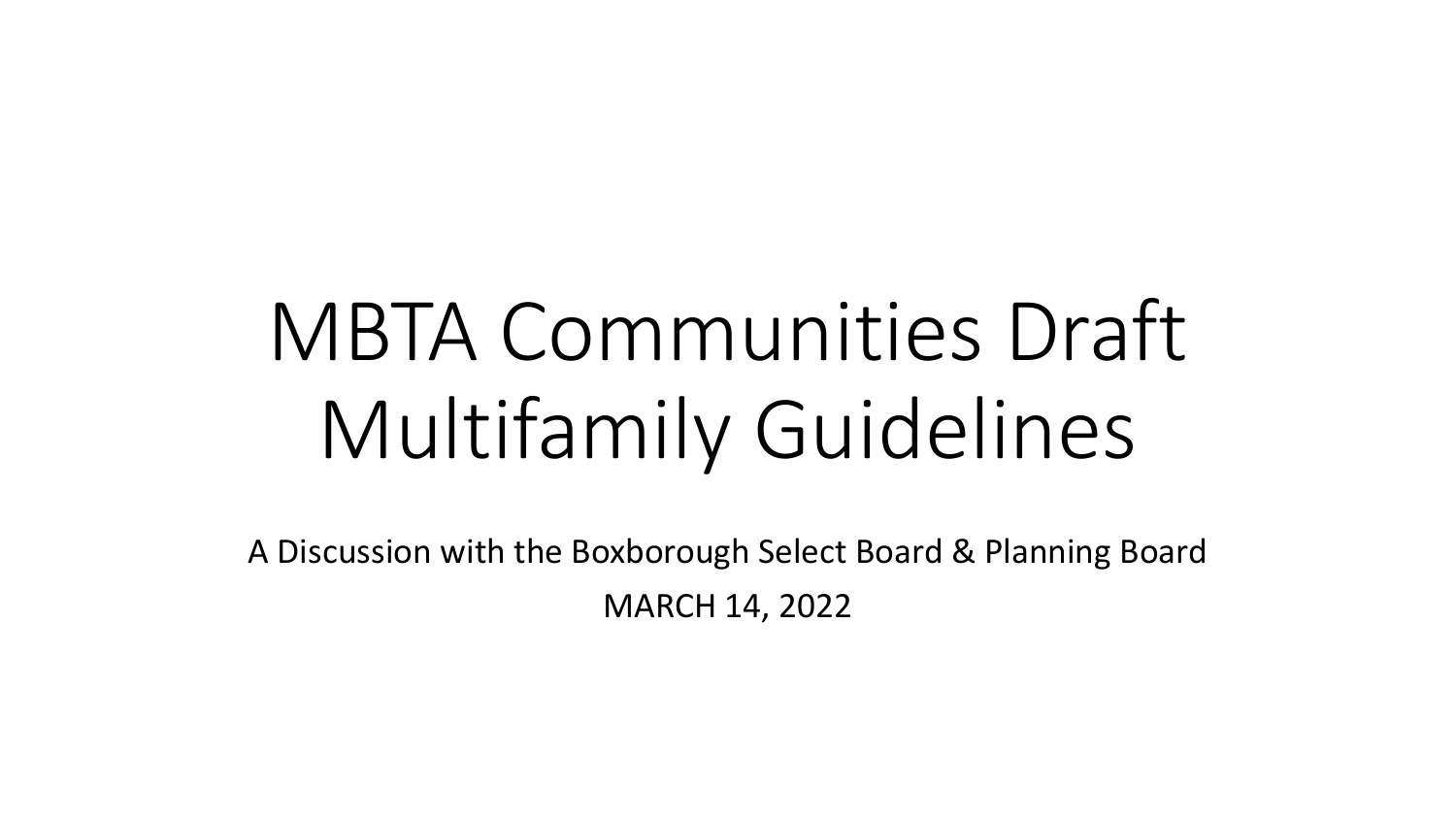# MBTA Communities Draft Multifamily Guidelines

A Discussion with the Boxborough Select Board & Planning Board

MARCH 14, 2022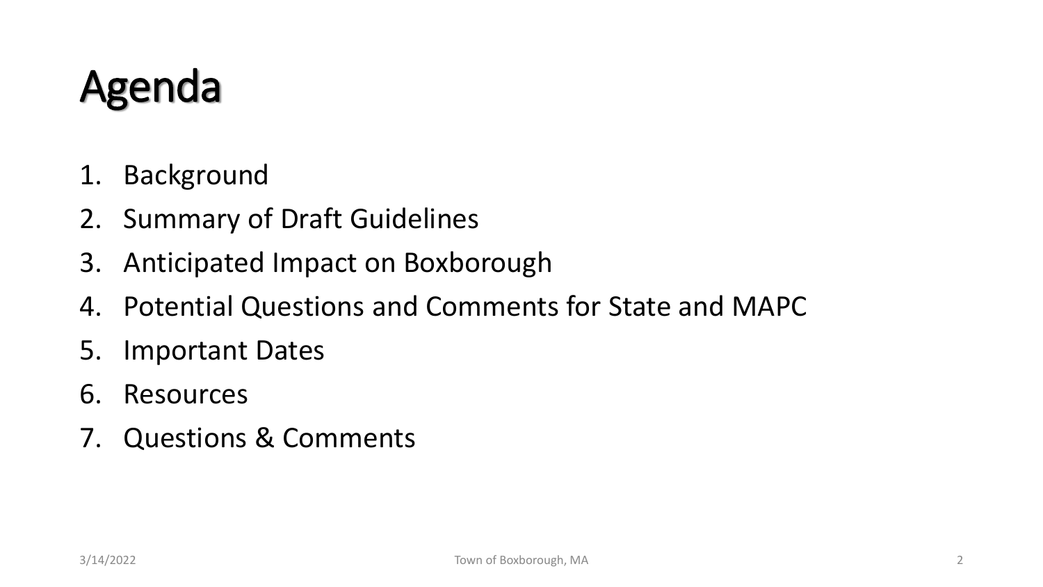# Agenda

1. Background
2. Summary of Draft Guidelines
3. Anticipated Impact on Boxborough
4. Potential Questions and Comments for State and MAPC
5. Important Dates
6. Resources
7. Questions & Comments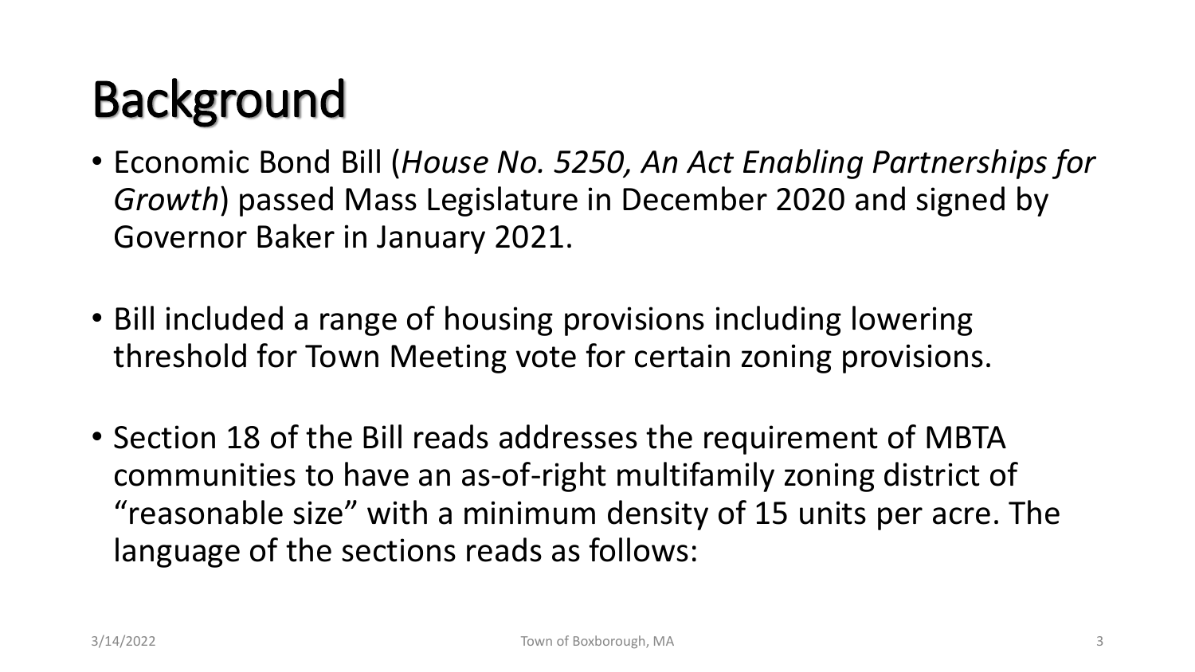# Background

- Economic Bond Bill (*House No. 5250, An Act Enabling Partnerships for Growth*) passed Mass Legislature in December 2020 and signed by Governor Baker in January 2021.
- Bill included a range of housing provisions including lowering threshold for Town Meeting vote for certain zoning provisions.
- Section 18 of the Bill reads addresses the requirement of MBTA communities to have an as-of-right multifamily zoning district of "reasonable size" with a minimum density of 15 units per acre. The language of the sections reads as follows: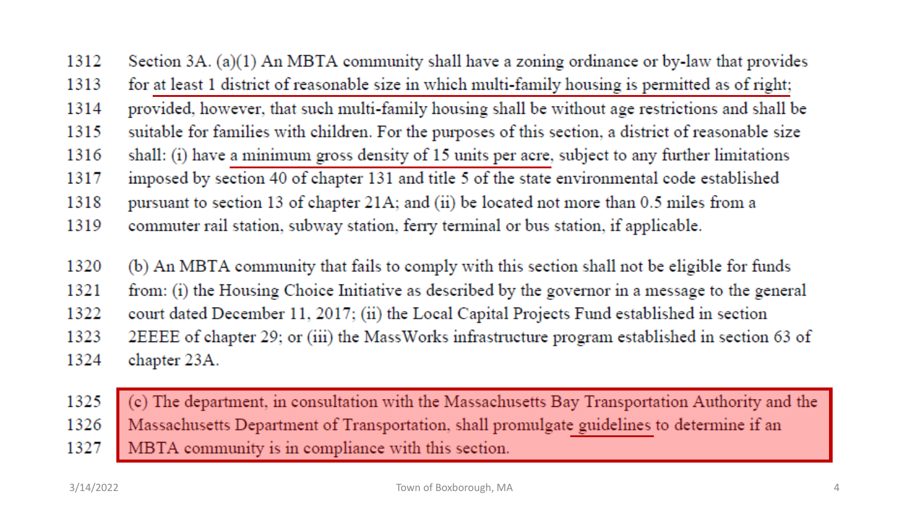1312 Section 3A. (a)(1) An MBTA community shall have a zoning ordinance or by-law that provides
1313 for at least 1 district of reasonable size in which multi-family housing is permitted as of right;
1314 provided, however, that such multi-family housing shall be without age restrictions and shall be
1315 suitable for families with children. For the purposes of this section, a district of reasonable size
1316 shall: (i) have a minimum gross density of 15 units per acre, subject to any further limitations
1317 imposed by section 40 of chapter 131 and title 5 of the state environmental code established
1318 pursuant to section 13 of chapter 21A; and (ii) be located not more than 0.5 miles from a
1319 commuter rail station, subway station, ferry terminal or bus station, if applicable.

1320 (b) An MBTA community that fails to comply with this section shall not be eligible for funds
1321 from: (i) the Housing Choice Initiative as described by the governor in a message to the general
1322 court dated December 11, 2017; (ii) the Local Capital Projects Fund established in section
1323 2EEEE of chapter 29; or (iii) the MassWorks infrastructure program established in section 63 of
1324 chapter 23A.

1325 (c) The department, in consultation with the Massachusetts Bay Transportation Authority and the
1326 Massachusetts Department of Transportation, shall promulgate guidelines to determine if an
1327 MBTA community is in compliance with this section.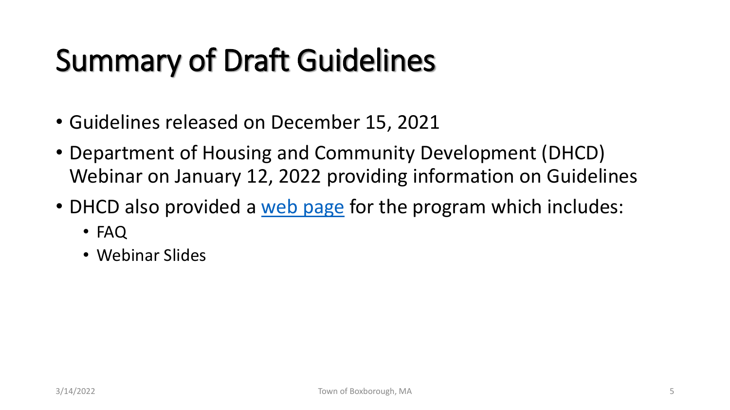# Summary of Draft Guidelines

- Guidelines released on December 15, 2021
- Department of Housing and Community Development (DHCD) Webinar on January 12, 2022 providing information on Guidelines
- DHCD also provided a web page for the program which includes:
  - FAQ
  - Webinar Slides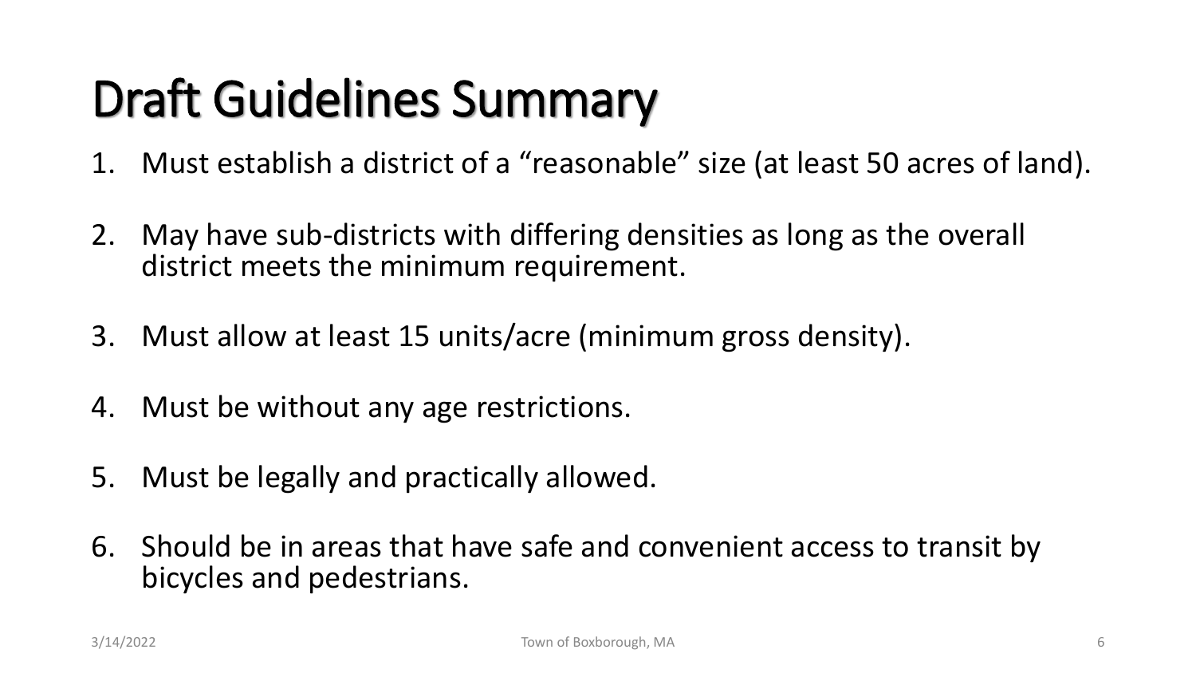# Draft Guidelines Summary

1. Must establish a district of a "reasonable" size (at least 50 acres of land).

2. May have sub-districts with differing densities as long as the overall district meets the minimum requirement.

3. Must allow at least 15 units/acre (minimum gross density).

4. Must be without any age restrictions.

5. Must be legally and practically allowed.

6. Should be in areas that have safe and convenient access to transit by bicycles and pedestrians.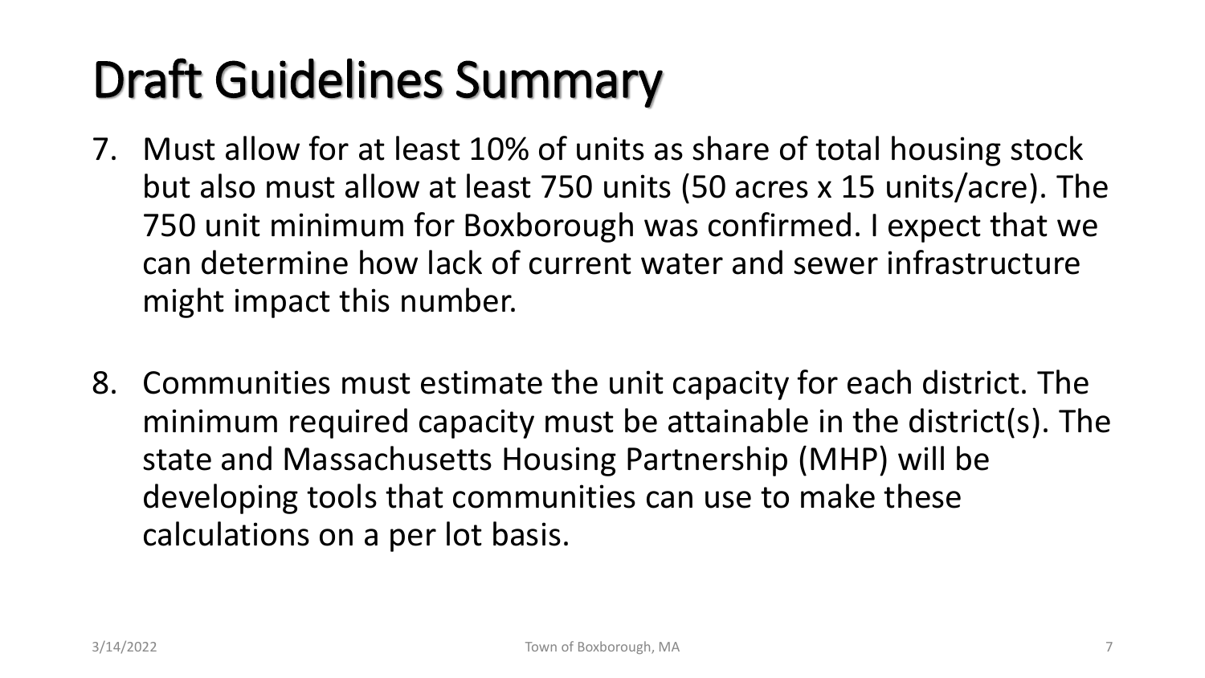# Draft Guidelines Summary

7. Must allow for at least 10% of units as share of total housing stock but also must allow at least 750 units (50 acres x 15 units/acre). The 750 unit minimum for Boxborough was confirmed. I expect that we can determine how lack of current water and sewer infrastructure might impact this number.

8. Communities must estimate the unit capacity for each district. The minimum required capacity must be attainable in the district(s). The state and Massachusetts Housing Partnership (MHP) will be developing tools that communities can use to make these calculations on a per lot basis.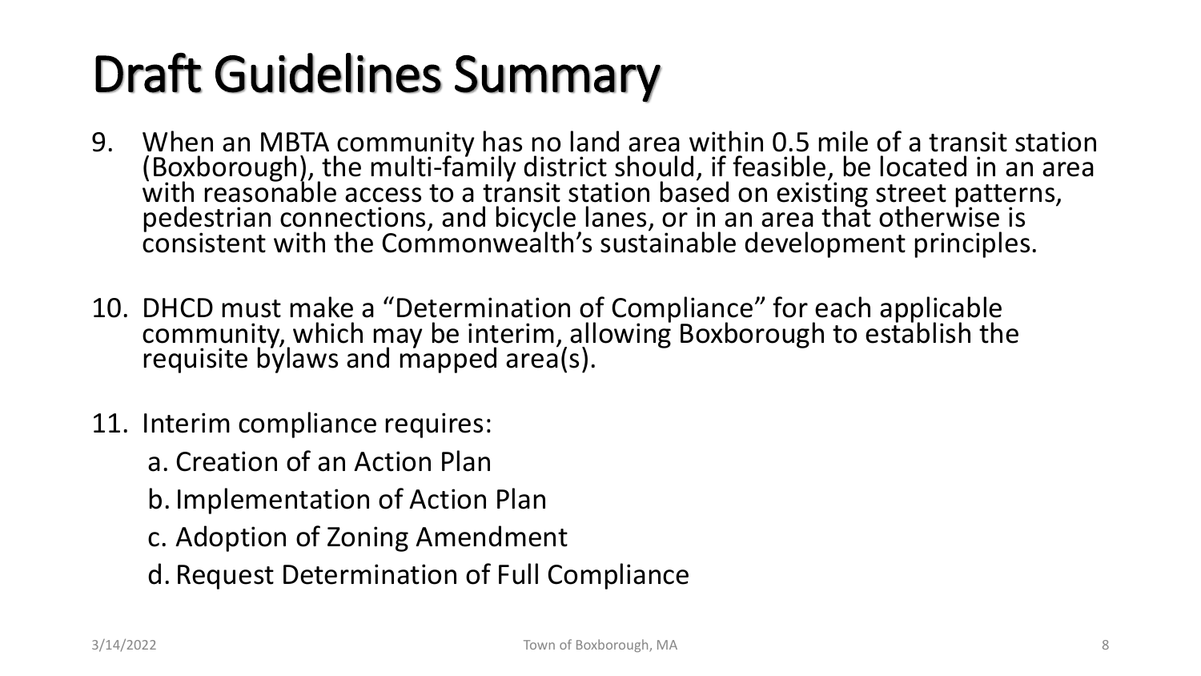# Draft Guidelines Summary

9. When an MBTA community has no land area within 0.5 mile of a transit station (Boxborough), the multi-family district should, if feasible, be located in an area with reasonable access to a transit station based on existing street patterns, pedestrian connections, and bicycle lanes, or in an area that otherwise is consistent with the Commonwealth's sustainable development principles.

10. DHCD must make a "Determination of Compliance" for each applicable community, which may be interim, allowing Boxborough to establish the requisite bylaws and mapped area(s).

11. Interim compliance requires:
    - a. Creation of an Action Plan
    - b. Implementation of Action Plan
    - c. Adoption of Zoning Amendment
    - d. Request Determination of Full Compliance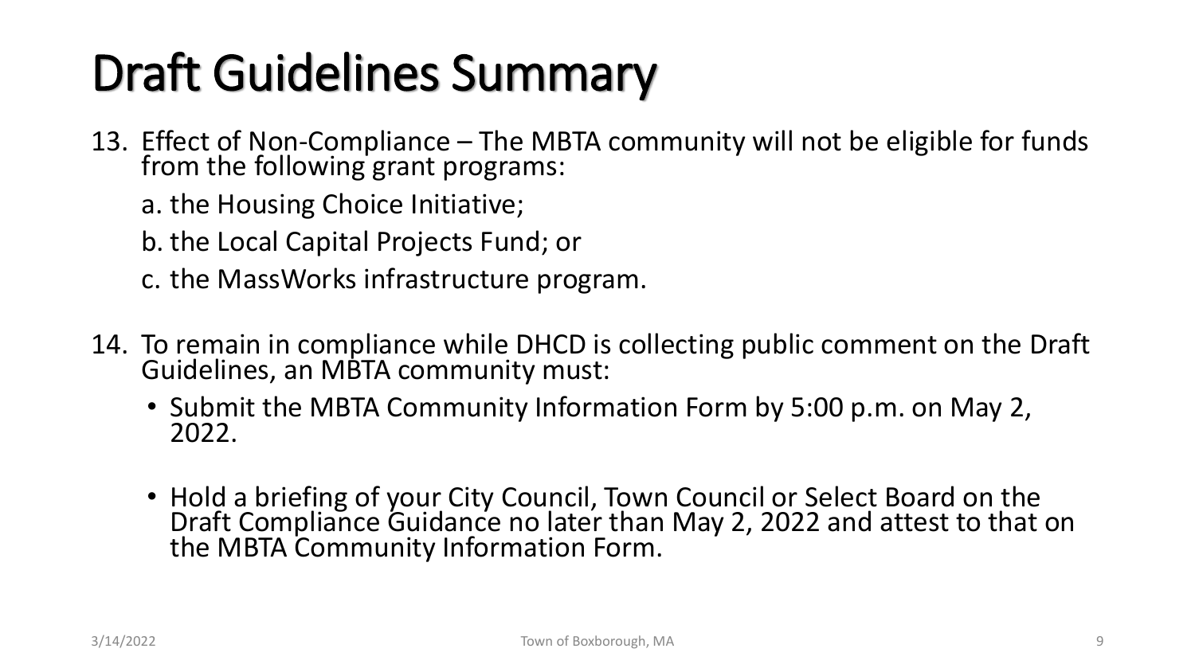# Draft Guidelines Summary

13. Effect of Non-Compliance – The MBTA community will not be eligible for funds from the following grant programs:
    a. the Housing Choice Initiative;
    b. the Local Capital Projects Fund; or
    c. the MassWorks infrastructure program.

14. To remain in compliance while DHCD is collecting public comment on the Draft Guidelines, an MBTA community must:
    - Submit the MBTA Community Information Form by 5:00 p.m. on May 2, 2022.
    - Hold a briefing of your City Council, Town Council or Select Board on the Draft Compliance Guidance no later than May 2, 2022 and attest to that on the MBTA Community Information Form.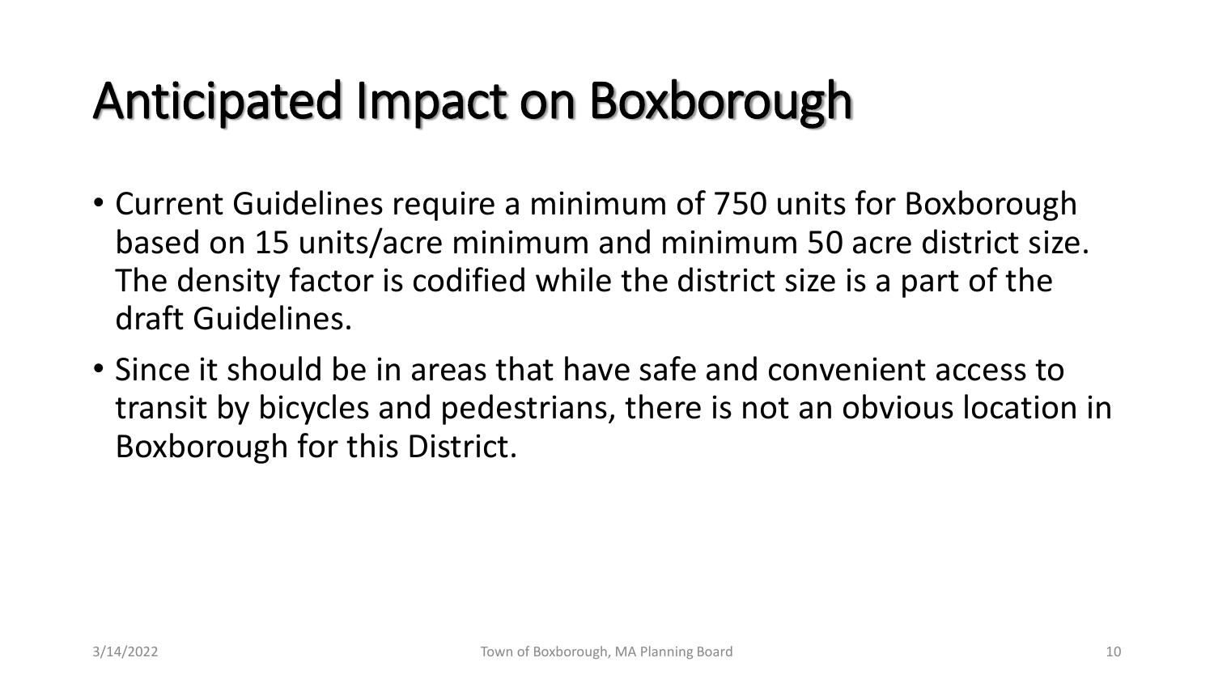# Anticipated Impact on Boxborough

- Current Guidelines require a minimum of 750 units for Boxborough based on 15 units/acre minimum and minimum 50 acre district size. The density factor is codified while the district size is a part of the draft Guidelines.
- Since it should be in areas that have safe and convenient access to transit by bicycles and pedestrians, there is not an obvious location in Boxborough for this District.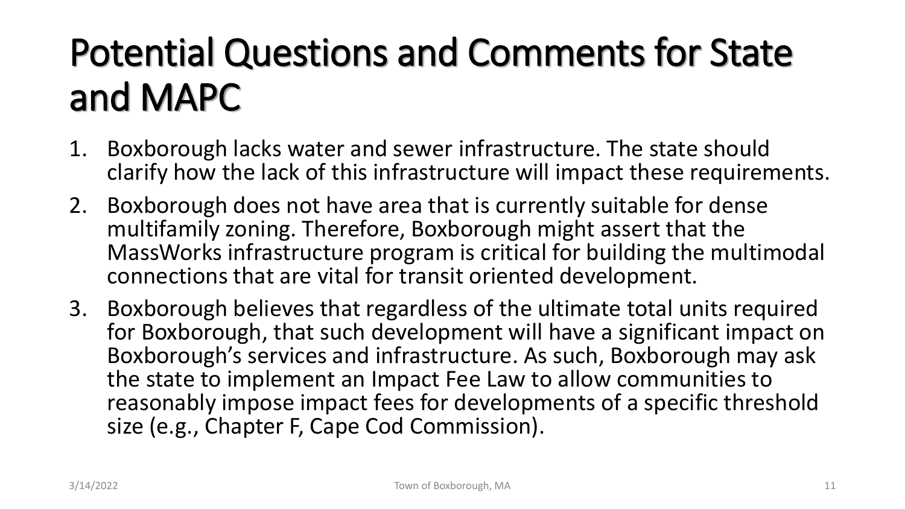# Potential Questions and Comments for State and MAPC

1. Boxborough lacks water and sewer infrastructure. The state should clarify how the lack of this infrastructure will impact these requirements.
2. Boxborough does not have area that is currently suitable for dense multifamily zoning. Therefore, Boxborough might assert that the MassWorks infrastructure program is critical for building the multimodal connections that are vital for transit oriented development.
3. Boxborough believes that regardless of the ultimate total units required for Boxborough, that such development will have a significant impact on Boxborough's services and infrastructure. As such, Boxborough may ask the state to implement an Impact Fee Law to allow communities to reasonably impose impact fees for developments of a specific threshold size (e.g., Chapter F, Cape Cod Commission).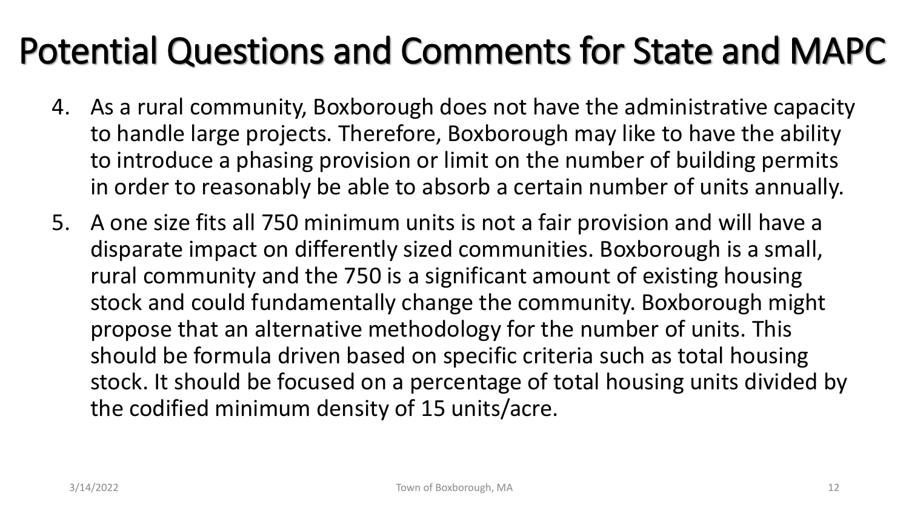# Potential Questions and Comments for State and MAPC

4. As a rural community, Boxborough does not have the administrative capacity to handle large projects. Therefore, Boxborough may like to have the ability to introduce a phasing provision or limit on the number of building permits in order to reasonably be able to absorb a certain number of units annually.
5. A one size fits all 750 minimum units is not a fair provision and will have a disparate impact on differently sized communities. Boxborough is a small, rural community and the 750 is a significant amount of existing housing stock and could fundamentally change the community. Boxborough might propose that an alternative methodology for the number of units. This should be formula driven based on specific criteria such as total housing stock. It should be focused on a percentage of total housing units divided by the codified minimum density of 15 units/acre.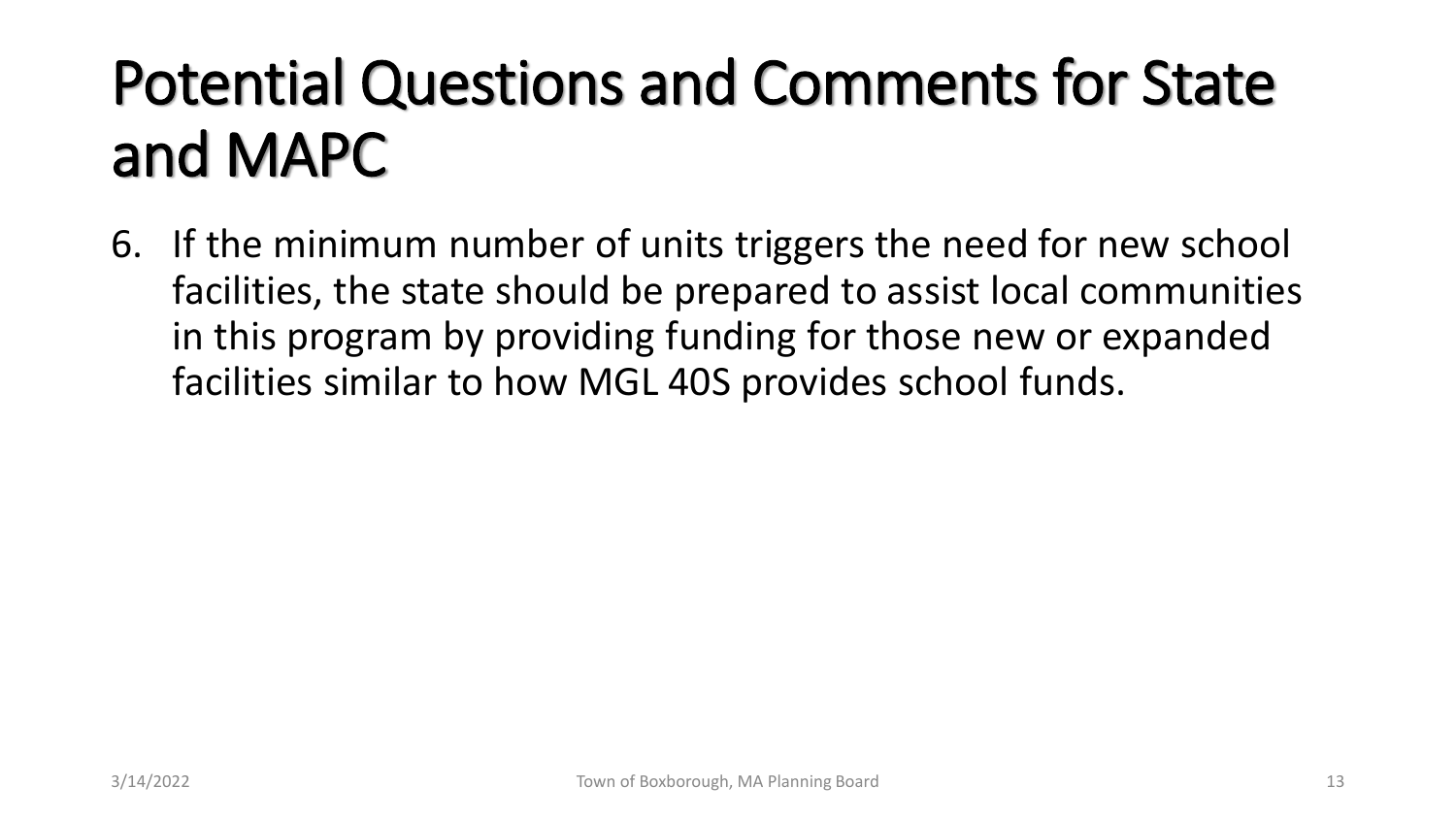# Potential Questions and Comments for State and MAPC

6. If the minimum number of units triggers the need for new school facilities, the state should be prepared to assist local communities in this program by providing funding for those new or expanded facilities similar to how MGL 40S provides school funds.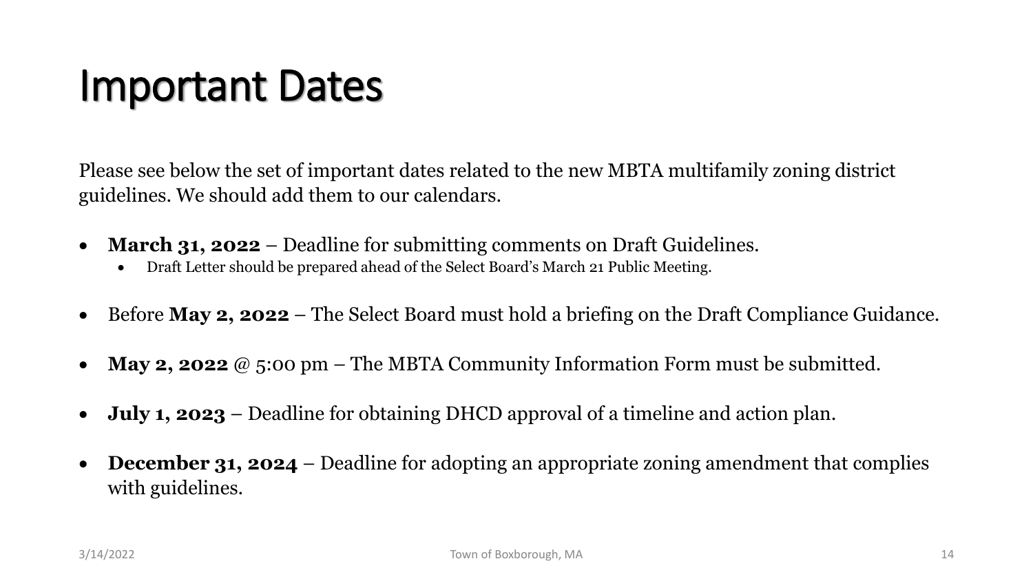# Important Dates

Please see below the set of important dates related to the new MBTA multifamily zoning district guidelines. We should add them to our calendars.

- **March 31, 2022** – Deadline for submitting comments on Draft Guidelines.
  - Draft Letter should be prepared ahead of the Select Board's March 21 Public Meeting.
- Before **May 2, 2022** – The Select Board must hold a briefing on the Draft Compliance Guidance.
- **May 2, 2022** @ 5:00 pm – The MBTA Community Information Form must be submitted.
- **July 1, 2023** – Deadline for obtaining DHCD approval of a timeline and action plan.
- **December 31, 2024** – Deadline for adopting an appropriate zoning amendment that complies with guidelines.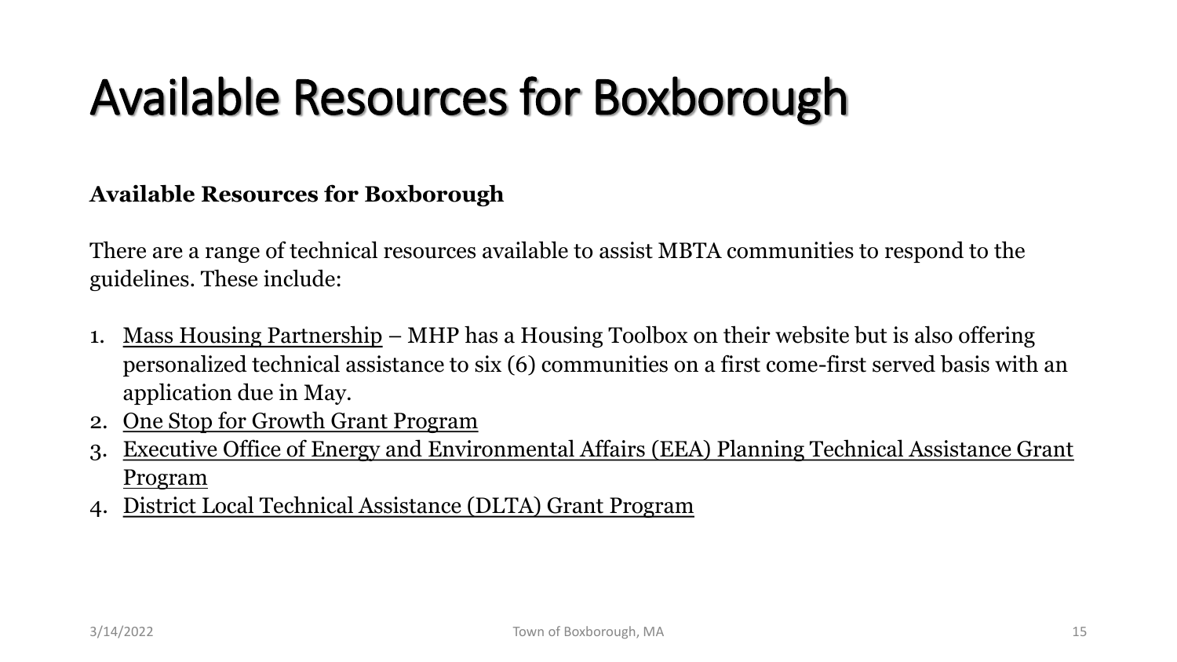# Available Resources for Boxborough

**Available Resources for Boxborough**

There are a range of technical resources available to assist MBTA communities to respond to the guidelines. These include:

1. Mass Housing Partnership – MHP has a Housing Toolbox on their website but is also offering personalized technical assistance to six (6) communities on a first come-first served basis with an application due in May.
2. One Stop for Growth Grant Program
3. Executive Office of Energy and Environmental Affairs (EEA) Planning Technical Assistance Grant Program
4. District Local Technical Assistance (DLTA) Grant Program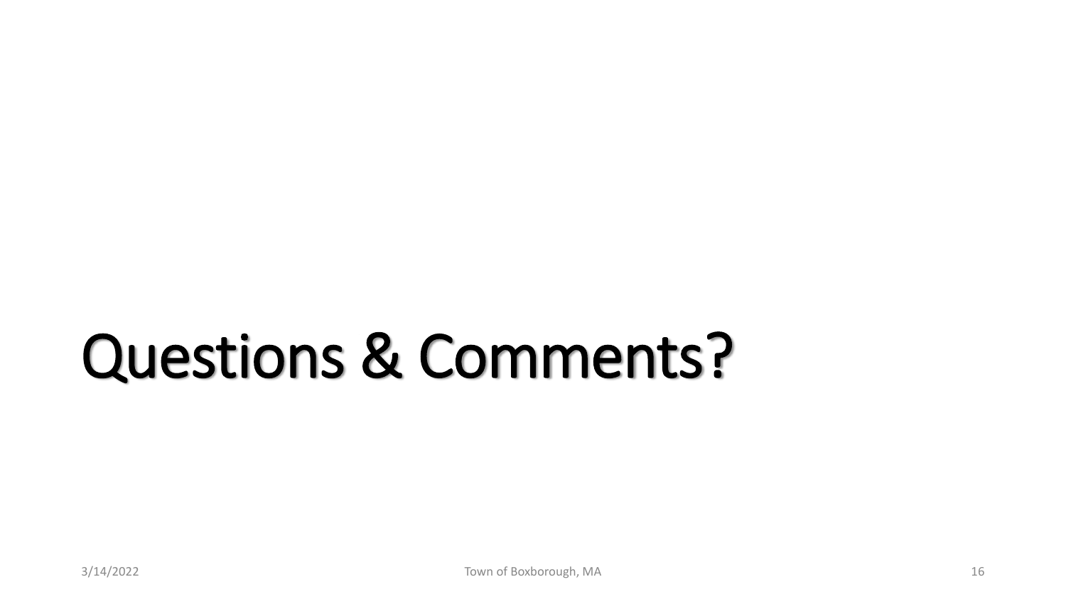# Questions & Comments?